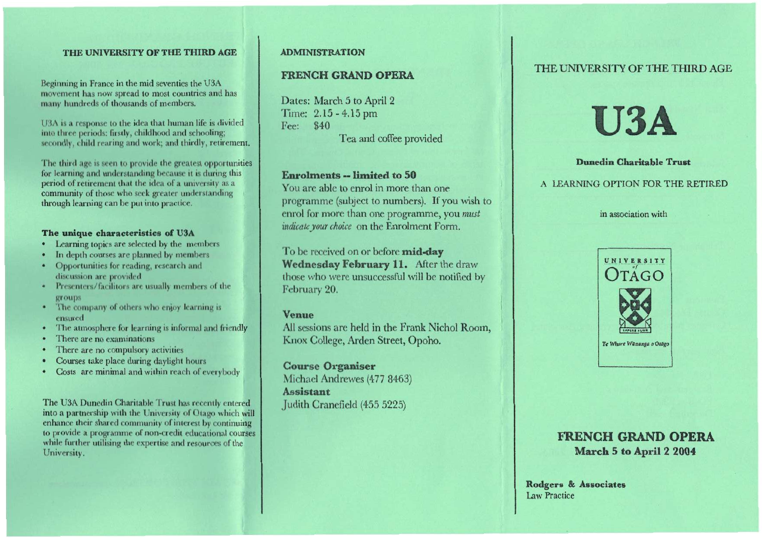## THE UNIVERSITY OF THE THIRD AGE

Beginning in France in the mid seventies the U3A movement has now spread to most countries and has many hundreds of thousands of members.

U3A is a response to the idea that human life is divided into three periods: firstly, childhood and schooling; secondly, child rearing and work; and thirdly, retirement.

The third age is seen to provide the greatest opportunities for learning and understanding because it is during this period of retirement that the idea of a university as a community of those who seek greater understanding through learning can be put into practice.

### The unique characteristics of U3A

- Learning topics are selected by the members
- In depth courses are planned by members
- Opportunities for reading, research and discussion are provided
- Presenters/facilitors are usually members of the groups
- The company of others who enjoy learning is ensured
- The atmosphere for learning is informal and friendly
- There are no examinations
- There are no compulsory activities
- Courses take place during daylight hours
- Costs are minimal and within reach of everybody

The U3A Dunedin Charitable Trust has recently entered into a partnership with the University of Otago which will enhance their shared community of interest by continuing to provide a programme of non-credit educational courses while further utilising the expertise and resources of the University.

## ADMINISTRATION

### FRENCH GRAND OPERA

Dates: March 5 to April 2
Time: 2.15 - 4.15 pm
Fee: $40
Tea and coffee provided

**Enrolments -- limited to 50**
You are able to enrol in more than one programme (subject to numbers). If you wish to enrol for more than one programme, you *must indicate your choice* on the Enrolment Form.

To be received on or before **mid-day Wednesday February 11.** After the draw those who were unsuccessful will be notified by February 20.

**Venue**
All sessions are held in the Frank Nichol Room, Knox College, Arden Street, Opoho.

**Course Organiser**
Michael Andrewes (477 8463)
**Assistant**
Judith Cranefield (455 5225)

## THE UNIVERSITY OF THE THIRD AGE

# U3A

**Dunedin Charitable Trust**

A LEARNING OPTION FOR THE RETIRED

in association with

UNIVERSITY of OTAGO
Te Whare Wānanga o Otāgo

## FRENCH GRAND OPERA
**March 5 to April 2 2004**

**Rodgers & Associates**
Law Practice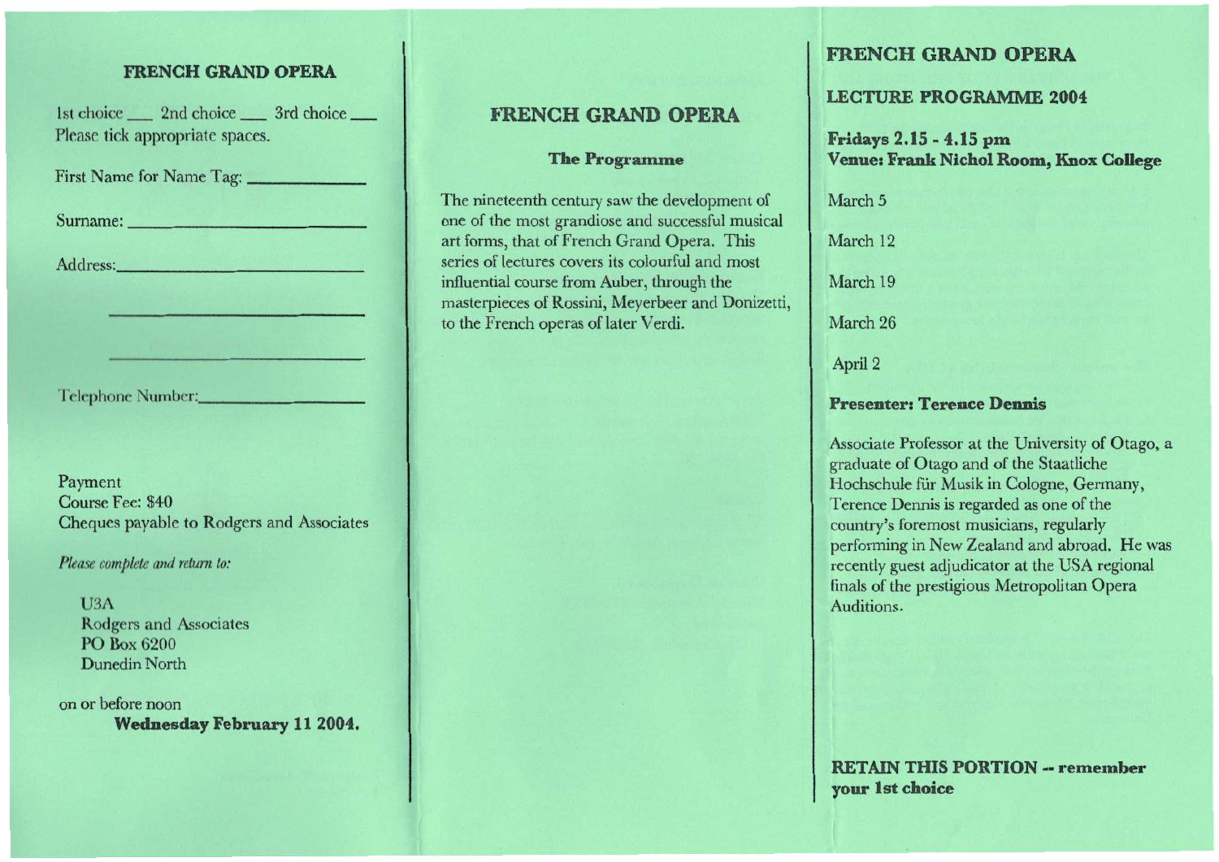## FRENCH GRAND OPERA

1st choice ___ 2nd choice ___ 3rd choice ___
Please tick appropriate spaces.

First Name for Name Tag: ______________

Surname: ______________________

Address: ______________________

______________________

______________________

Telephone Number: ______________

Payment
Course Fee: $40
Cheques payable to Rodgers and Associates

*Please complete and return to:*

U3A
Rodgers and Associates
PO Box 6200
Dunedin North

on or before noon
**Wednesday February 11 2004.**

## FRENCH GRAND OPERA

### The Programme

The nineteenth century saw the development of one of the most grandiose and successful musical art forms, that of French Grand Opera. This series of lectures covers its colourful and most influential course from Auber, through the masterpieces of Rossini, Meyerbeer and Donizetti, to the French operas of later Verdi.

## FRENCH GRAND OPERA

### LECTURE PROGRAMME 2004

**Fridays 2.15 - 4.15 pm**
**Venue: Frank Nichol Room, Knox College**

March 5

March 12

March 19

March 26

April 2

**Presenter: Terence Dennis**

Associate Professor at the University of Otago, a graduate of Otago and of the Staatliche Hochschule für Musik in Cologne, Germany, Terence Dennis is regarded as one of the country's foremost musicians, regularly performing in New Zealand and abroad. He was recently guest adjudicator at the USA regional finals of the prestigious Metropolitan Opera Auditions.

**RETAIN THIS PORTION -- remember your 1st choice**